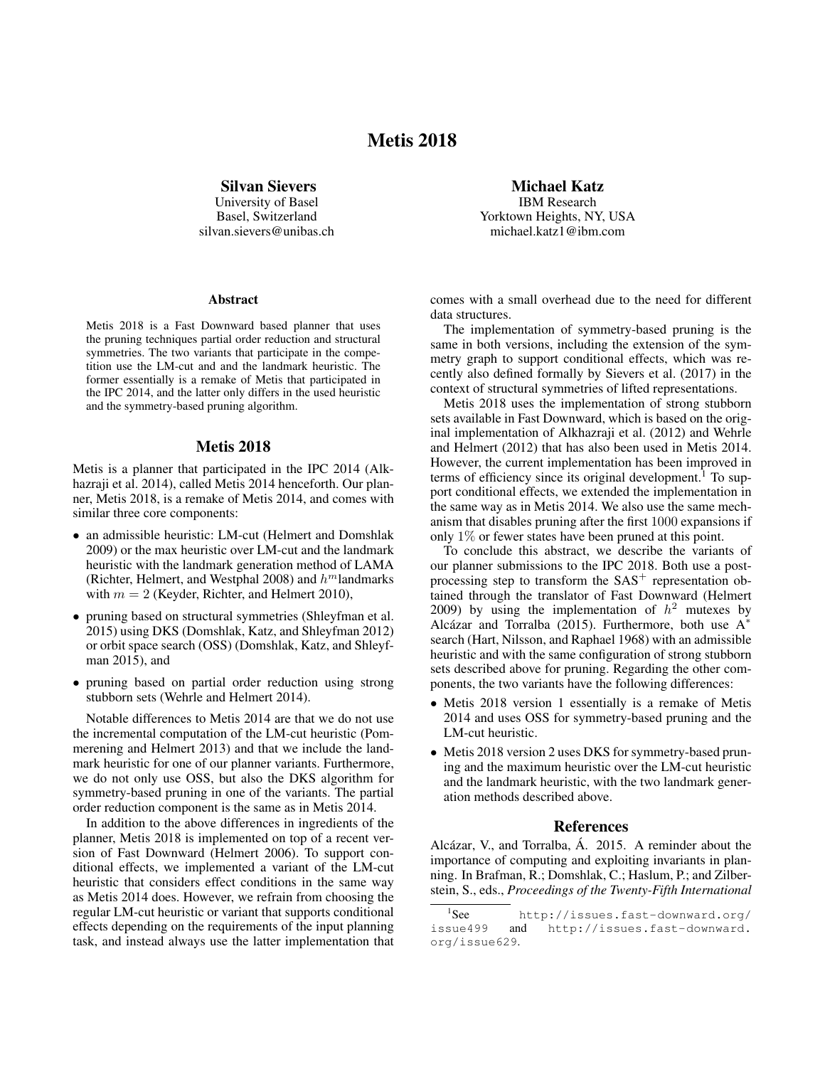# Metis 2018

**Silvan Sievers**
University of Basel
Basel, Switzerland
silvan.sievers@unibas.ch

**Michael Katz**
IBM Research
Yorktown Heights, NY, USA
michael.katz1@ibm.com

## Abstract

Metis 2018 is a Fast Downward based planner that uses the pruning techniques partial order reduction and structural symmetries. The two variants that participate in the competition use the LM-cut and the landmark heuristic. The former essentially is a remake of Metis that participated in the IPC 2014, and the latter only differs in the used heuristic and the symmetry-based pruning algorithm.

## Metis 2018

Metis is a planner that participated in the IPC 2014 (Alkhazraji et al. 2014), called Metis 2014 henceforth. Our planner, Metis 2018, is a remake of Metis 2014, and comes with similar three core components:

- an admissible heuristic: LM-cut (Helmert and Domshlak 2009) or the max heuristic over LM-cut and the landmark heuristic with the landmark generation method of LAMA (Richter, Helmert, and Westphal 2008) and $h^m$landmarks with $m = 2$ (Keyder, Richter, and Helmert 2010),
- pruning based on structural symmetries (Shleyfman et al. 2015) using DKS (Domshlak, Katz, and Shleyfman 2012) or orbit space search (OSS) (Domshlak, Katz, and Shleyfman 2015), and
- pruning based on partial order reduction using strong stubborn sets (Wehrle and Helmert 2014).

Notable differences to Metis 2014 are that we do not use the incremental computation of the LM-cut heuristic (Pommerening and Helmert 2013) and that we include the landmark heuristic for one of our planner variants. Furthermore, we do not only use OSS, but also the DKS algorithm for symmetry-based pruning in one of the variants. The partial order reduction component is the same as in Metis 2014.

In addition to the above differences in ingredients of the planner, Metis 2018 is implemented on top of a recent version of Fast Downward (Helmert 2006). To support conditional effects, we implemented a variant of the LM-cut heuristic that considers effect conditions in the same way as Metis 2014 does. However, we refrain from choosing the regular LM-cut heuristic or variant that supports conditional effects depending on the requirements of the input planning task, and instead always use the latter implementation that comes with a small overhead due to the need for different data structures.

The implementation of symmetry-based pruning is the same in both versions, including the extension of the symmetry graph to support conditional effects, which was recently also defined formally by Sievers et al. (2017) in the context of structural symmetries of lifted representations.

Metis 2018 uses the implementation of strong stubborn sets available in Fast Downward, which is based on the original implementation of Alkhazraji et al. (2012) and Wehrle and Helmert (2012) that has also been used in Metis 2014. However, the current implementation has been improved in terms of efficiency since its original development.[1] To support conditional effects, we extended the implementation in the same way as in Metis 2014. We also use the same mechanism that disables pruning after the first 1000 expansions if only 1% or fewer states have been pruned at this point.

To conclude this abstract, we describe the variants of our planner submissions to the IPC 2018. Both use a post-processing step to transform the SAS$^+$ representation obtained through the translator of Fast Downward (Helmert 2009) by using the implementation of $h^2$ mutexes by Alcázar and Torralba (2015). Furthermore, both use A$^*$ search (Hart, Nilsson, and Raphael 1968) with an admissible heuristic and with the same configuration of strong stubborn sets described above for pruning. Regarding the other components, the two variants have the following differences:

- Metis 2018 version 1 essentially is a remake of Metis 2014 and uses OSS for symmetry-based pruning and the LM-cut heuristic.
- Metis 2018 version 2 uses DKS for symmetry-based pruning and the maximum heuristic over the LM-cut heuristic and the landmark heuristic, with the two landmark generation methods described above.

## References

Alcázar, V., and Torralba, Á. 2015. A reminder about the importance of computing and exploiting invariants in planning. In Brafman, R.; Domshlak, C.; Haslum, P.; and Zilberstein, S., eds., *Proceedings of the Twenty-Fifth International*

[1] See http://issues.fast-downward.org/issue499 and http://issues.fast-downward.org/issue629.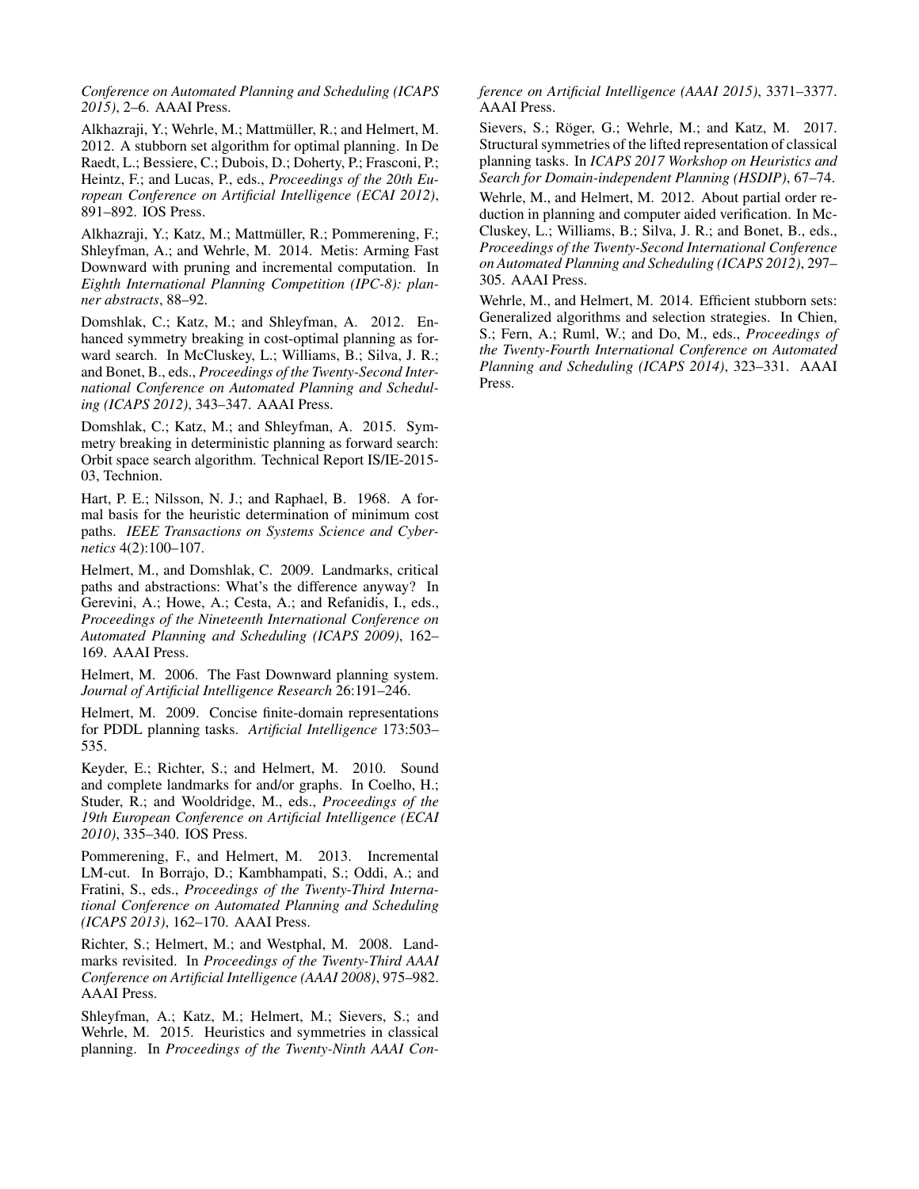*Conference on Automated Planning and Scheduling (ICAPS 2015)*, 2–6. AAAI Press.

Alkhazraji, Y.; Wehrle, M.; Mattmüller, R.; and Helmert, M. 2012. A stubborn set algorithm for optimal planning. In De Raedt, L.; Bessiere, C.; Dubois, D.; Doherty, P.; Frasconi, P.; Heintz, F.; and Lucas, P., eds., *Proceedings of the 20th European Conference on Artificial Intelligence (ECAI 2012)*, 891–892. IOS Press.

Alkhazraji, Y.; Katz, M.; Mattmüller, R.; Pommerening, F.; Shleyfman, A.; and Wehrle, M. 2014. Metis: Arming Fast Downward with pruning and incremental computation. In *Eighth International Planning Competition (IPC-8): planner abstracts*, 88–92.

Domshlak, C.; Katz, M.; and Shleyfman, A. 2012. Enhanced symmetry breaking in cost-optimal planning as forward search. In McCluskey, L.; Williams, B.; Silva, J. R.; and Bonet, B., eds., *Proceedings of the Twenty-Second International Conference on Automated Planning and Scheduling (ICAPS 2012)*, 343–347. AAAI Press.

Domshlak, C.; Katz, M.; and Shleyfman, A. 2015. Symmetry breaking in deterministic planning as forward search: Orbit space search algorithm. Technical Report IS/IE-2015-03, Technion.

Hart, P. E.; Nilsson, N. J.; and Raphael, B. 1968. A formal basis for the heuristic determination of minimum cost paths. *IEEE Transactions on Systems Science and Cybernetics* 4(2):100–107.

Helmert, M., and Domshlak, C. 2009. Landmarks, critical paths and abstractions: What's the difference anyway? In Gerevini, A.; Howe, A.; Cesta, A.; and Refanidis, I., eds., *Proceedings of the Nineteenth International Conference on Automated Planning and Scheduling (ICAPS 2009)*, 162–169. AAAI Press.

Helmert, M. 2006. The Fast Downward planning system. *Journal of Artificial Intelligence Research* 26:191–246.

Helmert, M. 2009. Concise finite-domain representations for PDDL planning tasks. *Artificial Intelligence* 173:503–535.

Keyder, E.; Richter, S.; and Helmert, M. 2010. Sound and complete landmarks for and/or graphs. In Coelho, H.; Studer, R.; and Wooldridge, M., eds., *Proceedings of the 19th European Conference on Artificial Intelligence (ECAI 2010)*, 335–340. IOS Press.

Pommerening, F., and Helmert, M. 2013. Incremental LM-cut. In Borrajo, D.; Kambhampati, S.; Oddi, A.; and Fratini, S., eds., *Proceedings of the Twenty-Third International Conference on Automated Planning and Scheduling (ICAPS 2013)*, 162–170. AAAI Press.

Richter, S.; Helmert, M.; and Westphal, M. 2008. Landmarks revisited. In *Proceedings of the Twenty-Third AAAI Conference on Artificial Intelligence (AAAI 2008)*, 975–982. AAAI Press.

Shleyfman, A.; Katz, M.; Helmert, M.; Sievers, S.; and Wehrle, M. 2015. Heuristics and symmetries in classical planning. In *Proceedings of the Twenty-Ninth AAAI Conference on Artificial Intelligence (AAAI 2015)*, 3371–3377. AAAI Press.

Sievers, S.; Röger, G.; Wehrle, M.; and Katz, M. 2017. Structural symmetries of the lifted representation of classical planning tasks. In *ICAPS 2017 Workshop on Heuristics and Search for Domain-independent Planning (HSDIP)*, 67–74.

Wehrle, M., and Helmert, M. 2012. About partial order reduction in planning and computer aided verification. In McCluskey, L.; Williams, B.; Silva, J. R.; and Bonet, B., eds., *Proceedings of the Twenty-Second International Conference on Automated Planning and Scheduling (ICAPS 2012)*, 297–305. AAAI Press.

Wehrle, M., and Helmert, M. 2014. Efficient stubborn sets: Generalized algorithms and selection strategies. In Chien, S.; Fern, A.; Ruml, W.; and Do, M., eds., *Proceedings of the Twenty-Fourth International Conference on Automated Planning and Scheduling (ICAPS 2014)*, 323–331. AAAI Press.